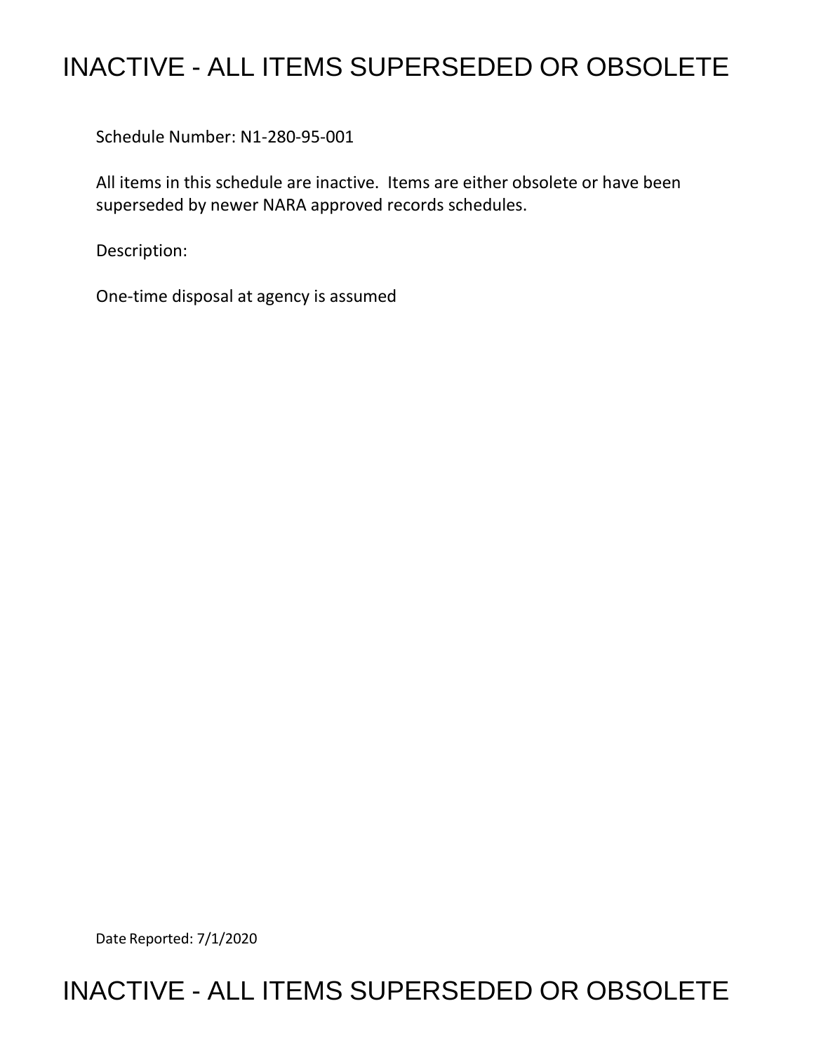# INACTIVE - ALL ITEMS SUPERSEDED OR OBSOLETE

Schedule Number: N1-280-95-001

All items in this schedule are inactive. Items are either obsolete or have been superseded by newer NARA approved records schedules.

Description:

One-time disposal at agency is assumed

Date Reported: 7/1/2020

# INACTIVE - ALL ITEMS SUPERSEDED OR OBSOLETE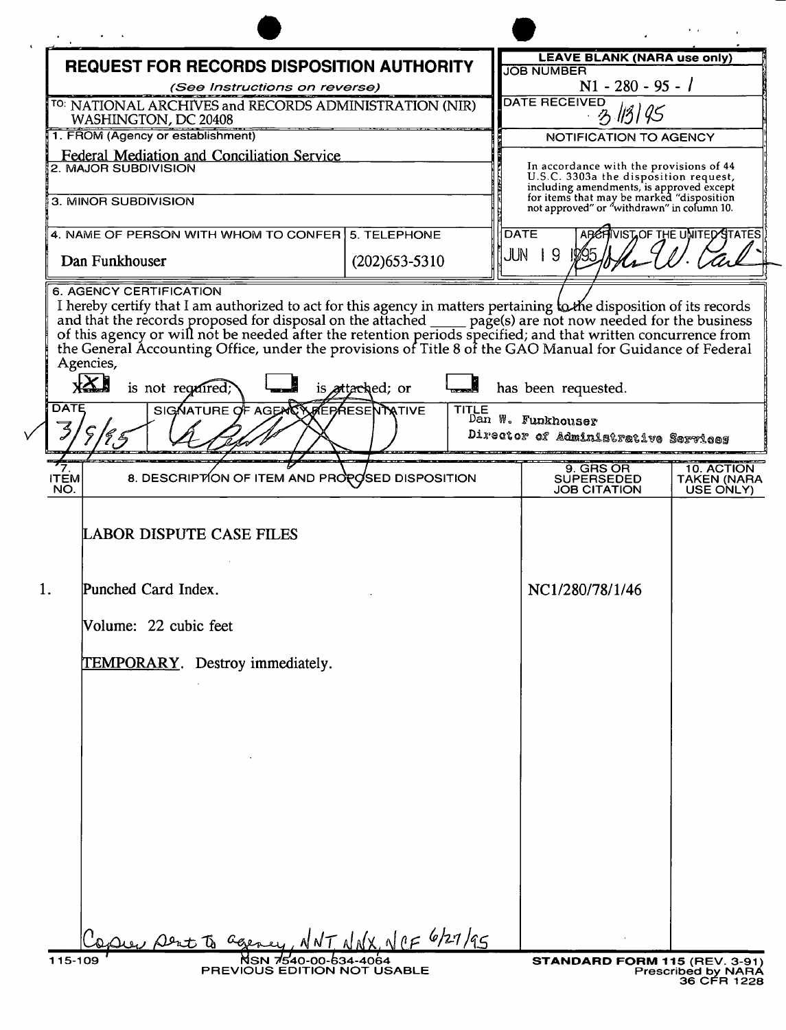# REQUEST FOR RECORDS DISPOSITION AUTHORITY

*(See Instructions on reverse)*

**LEAVE BLANK (NARA use only)**

JOB NUMBER: N1 - 280 - 95 - 1

DATE RECEIVED: 3/13/95

NOTIFICATION TO AGENCY

In accordance with the provisions of 44 U.S.C. 3303a the disposition request, including amendments, is approved except for items that may be marked "disposition not approved" or "withdrawn" in column 10.

DATE: JUN 19 1995

ARCHIVIST OF THE UNITED STATES: John W. Carlin

TO: NATIONAL ARCHIVES and RECORDS ADMINISTRATION (NIR) WASHINGTON, DC 20408

1. FROM (Agency or establishment): Federal Mediation and Conciliation Service

2. MAJOR SUBDIVISION

3. MINOR SUBDIVISION

4. NAME OF PERSON WITH WHOM TO CONFER: Dan Funkhouser

5. TELEPHONE: (202)653-5310

6. AGENCY CERTIFICATION

I hereby certify that I am authorized to act for this agency in matters pertaining to the disposition of its records and that the records proposed for disposal on the attached ____ page(s) are not now needed for the business of this agency or will not be needed after the retention periods specified; and that written concurrence from the General Accounting Office, under the provisions of Title 8 of the GAO Manual for Guidance of Federal Agencies,

[X] is not required; [ ] is attached; or [ ] has been requested.

DATE: 3/9/95

SIGNATURE OF AGENCY REPRESENTATIVE: [signature]

TITLE: Dan W. Funkhouser, Director of Administrative Services

| 7. ITEM NO. | 8. DESCRIPTION OF ITEM AND PROPOSED DISPOSITION | 9. GRS OR SUPERSEDED JOB CITATION | 10. ACTION TAKEN (NARA USE ONLY) |
|---|---|---|---|
| | LABOR DISPUTE CASE FILES | | |
| 1. | Punched Card Index. | NC1/280/78/1/46 | |
| | Volume: 22 cubic feet | | |
| | TEMPORARY. Destroy immediately. | | |

Copies sent to agency, NNT, NNX, NCF 6/27/95

115-109 NSN 7540-00-634-4064 PREVIOUS EDITION NOT USABLE

STANDARD FORM 115 (REV. 3-91) Prescribed by NARA 36 CFR 1228